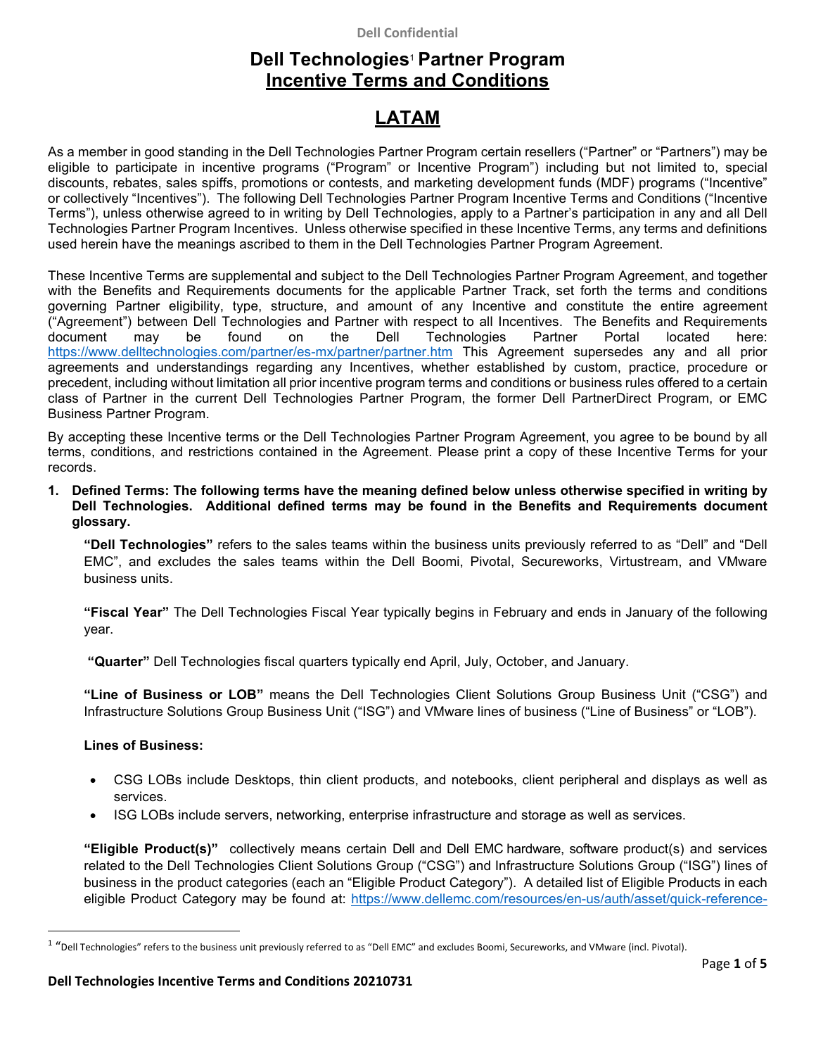# Dell Technologies[1] Partner Program Incentive Terms and Conditions

## LATAM

As a member in good standing in the Dell Technologies Partner Program certain resellers ("Partner" or "Partners") may be eligible to participate in incentive programs ("Program" or Incentive Program") including but not limited to, special discounts, rebates, sales spiffs, promotions or contests, and marketing development funds (MDF) programs ("Incentive" or collectively "Incentives"). The following Dell Technologies Partner Program Incentive Terms and Conditions ("Incentive Terms"), unless otherwise agreed to in writing by Dell Technologies, apply to a Partner's participation in any and all Dell Technologies Partner Program Incentives. Unless otherwise specified in these Incentive Terms, any terms and definitions used herein have the meanings ascribed to them in the Dell Technologies Partner Program Agreement.

These Incentive Terms are supplemental and subject to the Dell Technologies Partner Program Agreement, and together with the Benefits and Requirements documents for the applicable Partner Track, set forth the terms and conditions governing Partner eligibility, type, structure, and amount of any Incentive and constitute the entire agreement ("Agreement") between Dell Technologies and Partner with respect to all Incentives. The Benefits and Requirements document may be found on the Dell Technologies Partner Portal located here: https://www.delltechnologies.com/partner/es-mx/partner/partner.htm This Agreement supersedes any and all prior agreements and understandings regarding any Incentives, whether established by custom, practice, procedure or precedent, including without limitation all prior incentive program terms and conditions or business rules offered to a certain class of Partner in the current Dell Technologies Partner Program, the former Dell PartnerDirect Program, or EMC Business Partner Program.

By accepting these Incentive terms or the Dell Technologies Partner Program Agreement, you agree to be bound by all terms, conditions, and restrictions contained in the Agreement. Please print a copy of these Incentive Terms for your records.

1. **Defined Terms: The following terms have the meaning defined below unless otherwise specified in writing by Dell Technologies. Additional defined terms may be found in the Benefits and Requirements document glossary.**

   **"Dell Technologies"** refers to the sales teams within the business units previously referred to as "Dell" and "Dell EMC", and excludes the sales teams within the Dell Boomi, Pivotal, Secureworks, Virtustream, and VMware business units.

   **"Fiscal Year"** The Dell Technologies Fiscal Year typically begins in February and ends in January of the following year.

   **"Quarter"** Dell Technologies fiscal quarters typically end April, July, October, and January.

   **"Line of Business or LOB"** means the Dell Technologies Client Solutions Group Business Unit ("CSG") and Infrastructure Solutions Group Business Unit ("ISG") and VMware lines of business ("Line of Business" or "LOB").

   **Lines of Business:**

   - CSG LOBs include Desktops, thin client products, and notebooks, client peripheral and displays as well as services.
   - ISG LOBs include servers, networking, enterprise infrastructure and storage as well as services.

   **"Eligible Product(s)"** collectively means certain Dell and Dell EMC hardware, software product(s) and services related to the Dell Technologies Client Solutions Group ("CSG") and Infrastructure Solutions Group ("ISG") lines of business in the product categories (each an "Eligible Product Category"). A detailed list of Eligible Products in each eligible Product Category may be found at: https://www.dellemc.com/resources/en-us/auth/asset/quick-reference-

[1] "Dell Technologies" refers to the business unit previously referred to as "Dell EMC" and excludes Boomi, Secureworks, and VMware (incl. Pivotal).

Dell Technologies Incentive Terms and Conditions 20210731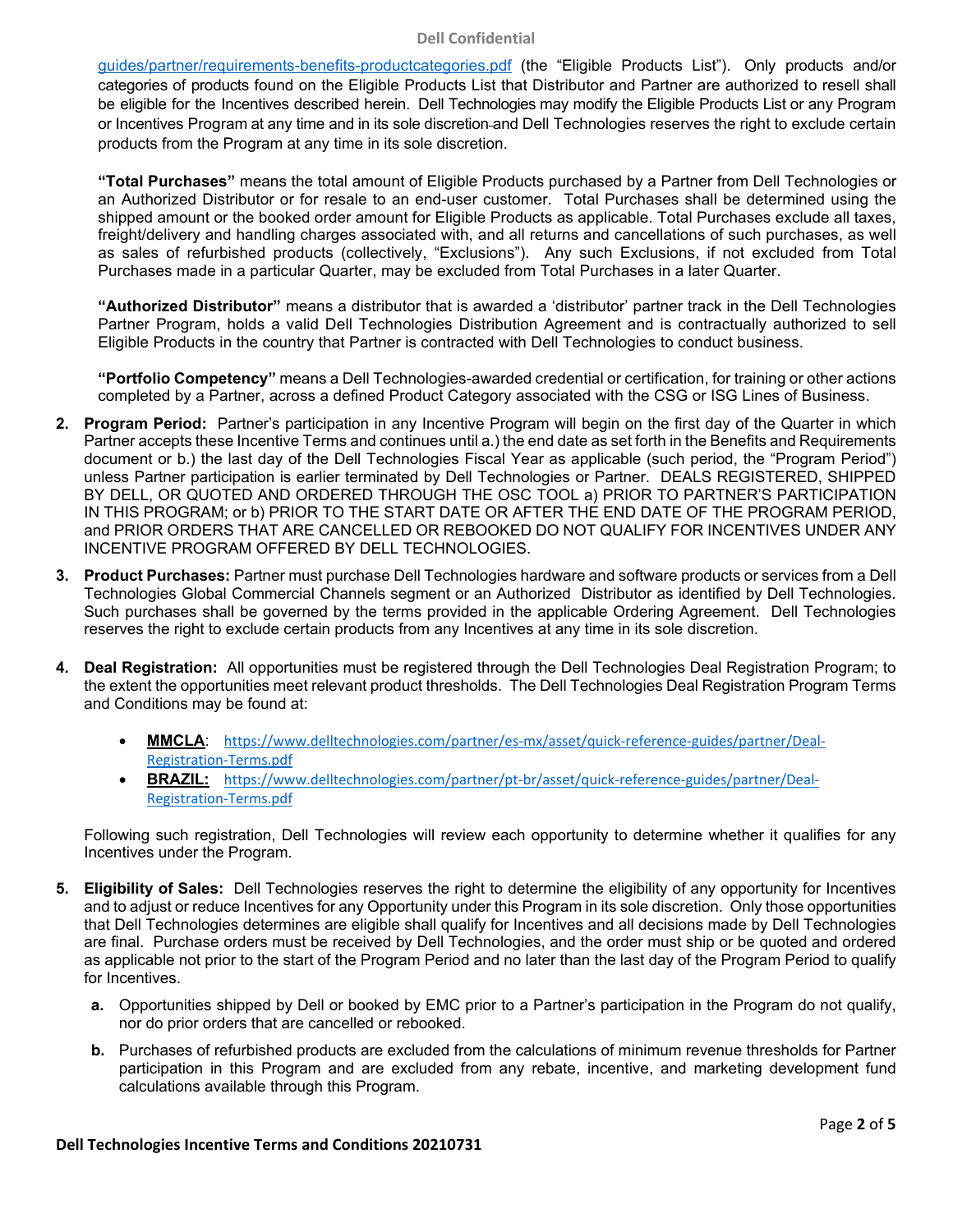guides/partner/requirements-benefits-productcategories.pdf (the "Eligible Products List"). Only products and/or categories of products found on the Eligible Products List that Distributor and Partner are authorized to resell shall be eligible for the Incentives described herein. Dell Technologies may modify the Eligible Products List or any Program or Incentives Program at any time and in its sole discretion and Dell Technologies reserves the right to exclude certain products from the Program at any time in its sole discretion.

**"Total Purchases"** means the total amount of Eligible Products purchased by a Partner from Dell Technologies or an Authorized Distributor or for resale to an end-user customer. Total Purchases shall be determined using the shipped amount or the booked order amount for Eligible Products as applicable. Total Purchases exclude all taxes, freight/delivery and handling charges associated with, and all returns and cancellations of such purchases, as well as sales of refurbished products (collectively, "Exclusions"). Any such Exclusions, if not excluded from Total Purchases made in a particular Quarter, may be excluded from Total Purchases in a later Quarter.

**"Authorized Distributor"** means a distributor that is awarded a 'distributor' partner track in the Dell Technologies Partner Program, holds a valid Dell Technologies Distribution Agreement and is contractually authorized to sell Eligible Products in the country that Partner is contracted with Dell Technologies to conduct business.

**"Portfolio Competency"** means a Dell Technologies-awarded credential or certification, for training or other actions completed by a Partner, across a defined Product Category associated with the CSG or ISG Lines of Business.

2. **Program Period:** Partner's participation in any Incentive Program will begin on the first day of the Quarter in which Partner accepts these Incentive Terms and continues until a.) the end date as set forth in the Benefits and Requirements document or b.) the last day of the Dell Technologies Fiscal Year as applicable (such period, the "Program Period") unless Partner participation is earlier terminated by Dell Technologies or Partner. DEALS REGISTERED, SHIPPED BY DELL, OR QUOTED AND ORDERED THROUGH THE OSC TOOL a) PRIOR TO PARTNER'S PARTICIPATION IN THIS PROGRAM; or b) PRIOR TO THE START DATE OR AFTER THE END DATE OF THE PROGRAM PERIOD, and PRIOR ORDERS THAT ARE CANCELLED OR REBOOKED DO NOT QUALIFY FOR INCENTIVES UNDER ANY INCENTIVE PROGRAM OFFERED BY DELL TECHNOLOGIES.

3. **Product Purchases:** Partner must purchase Dell Technologies hardware and software products or services from a Dell Technologies Global Commercial Channels segment or an Authorized Distributor as identified by Dell Technologies. Such purchases shall be governed by the terms provided in the applicable Ordering Agreement. Dell Technologies reserves the right to exclude certain products from any Incentives at any time in its sole discretion.

4. **Deal Registration:** All opportunities must be registered through the Dell Technologies Deal Registration Program; to the extent the opportunities meet relevant product thresholds. The Dell Technologies Deal Registration Program Terms and Conditions may be found at:

   - **MMCLA**: https://www.delltechnologies.com/partner/es-mx/asset/quick-reference-guides/partner/Deal-Registration-Terms.pdf
   - **BRAZIL:** https://www.delltechnologies.com/partner/pt-br/asset/quick-reference-guides/partner/Deal-Registration-Terms.pdf

   Following such registration, Dell Technologies will review each opportunity to determine whether it qualifies for any Incentives under the Program.

5. **Eligibility of Sales:** Dell Technologies reserves the right to determine the eligibility of any opportunity for Incentives and to adjust or reduce Incentives for any Opportunity under this Program in its sole discretion. Only those opportunities that Dell Technologies determines are eligible shall qualify for Incentives and all decisions made by Dell Technologies are final. Purchase orders must be received by Dell Technologies, and the order must ship or be quoted and ordered as applicable not prior to the start of the Program Period and no later than the last day of the Program Period to qualify for Incentives.

   a. Opportunities shipped by Dell or booked by EMC prior to a Partner's participation in the Program do not qualify, nor do prior orders that are cancelled or rebooked.

   b. Purchases of refurbished products are excluded from the calculations of minimum revenue thresholds for Partner participation in this Program and are excluded from any rebate, incentive, and marketing development fund calculations available through this Program.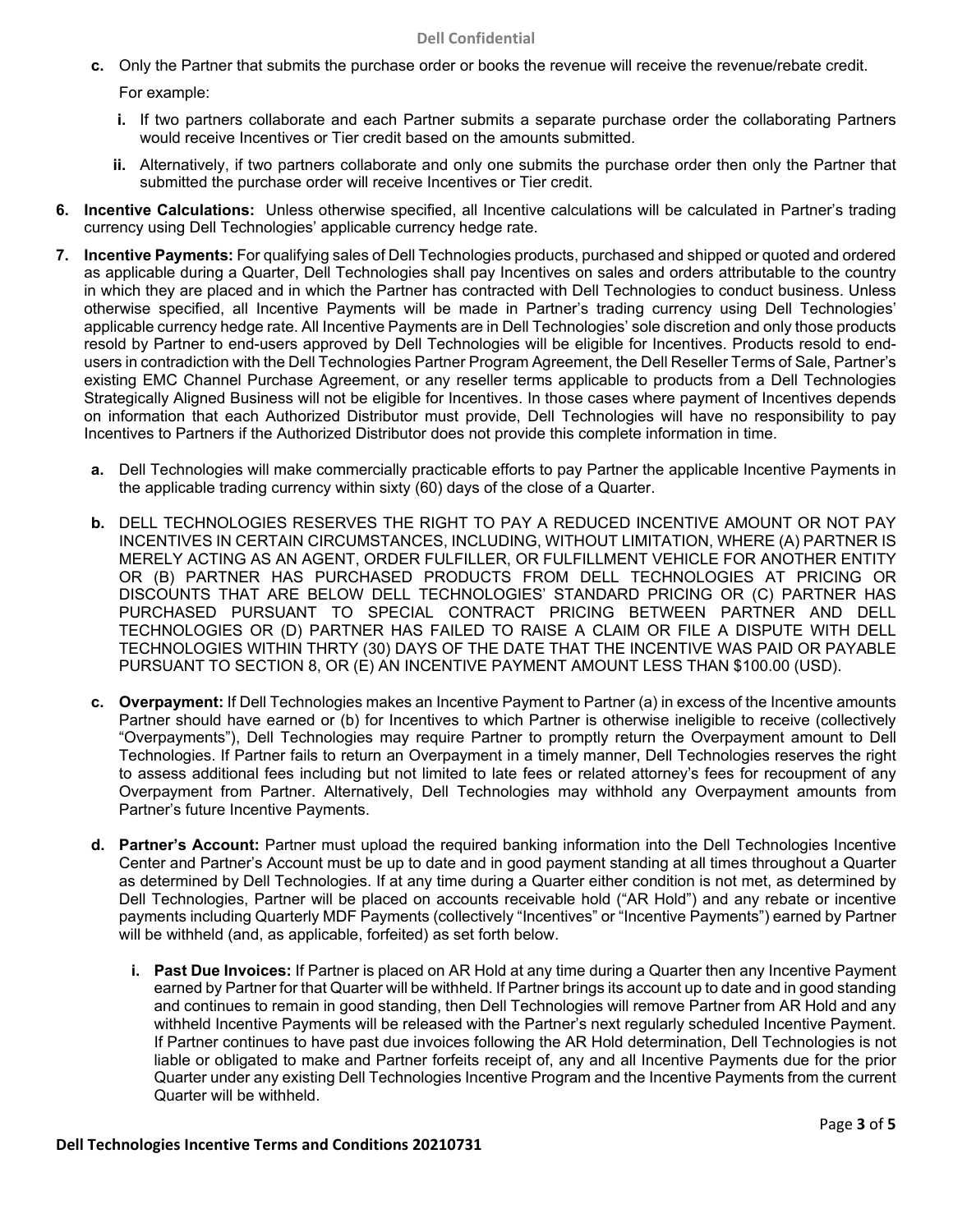c. Only the Partner that submits the purchase order or books the revenue will receive the revenue/rebate credit.

   For example:

   i. If two partners collaborate and each Partner submits a separate purchase order the collaborating Partners would receive Incentives or Tier credit based on the amounts submitted.

   ii. Alternatively, if two partners collaborate and only one submits the purchase order then only the Partner that submitted the purchase order will receive Incentives or Tier credit.

6. **Incentive Calculations:** Unless otherwise specified, all Incentive calculations will be calculated in Partner's trading currency using Dell Technologies' applicable currency hedge rate.

7. **Incentive Payments:** For qualifying sales of Dell Technologies products, purchased and shipped or quoted and ordered as applicable during a Quarter, Dell Technologies shall pay Incentives on sales and orders attributable to the country in which they are placed and in which the Partner has contracted with Dell Technologies to conduct business. Unless otherwise specified, all Incentive Payments will be made in Partner's trading currency using Dell Technologies' applicable currency hedge rate. All Incentive Payments are in Dell Technologies' sole discretion and only those products resold by Partner to end-users approved by Dell Technologies will be eligible for Incentives. Products resold to end-users in contradiction with the Dell Technologies Partner Program Agreement, the Dell Reseller Terms of Sale, Partner's existing EMC Channel Purchase Agreement, or any reseller terms applicable to products from a Dell Technologies Strategically Aligned Business will not be eligible for Incentives. In those cases where payment of Incentives depends on information that each Authorized Distributor must provide, Dell Technologies will have no responsibility to pay Incentives to Partners if the Authorized Distributor does not provide this complete information in time.

   a. Dell Technologies will make commercially practicable efforts to pay Partner the applicable Incentive Payments in the applicable trading currency within sixty (60) days of the close of a Quarter.

   b. DELL TECHNOLOGIES RESERVES THE RIGHT TO PAY A REDUCED INCENTIVE AMOUNT OR NOT PAY INCENTIVES IN CERTAIN CIRCUMSTANCES, INCLUDING, WITHOUT LIMITATION, WHERE (A) PARTNER IS MERELY ACTING AS AN AGENT, ORDER FULFILLER, OR FULFILLMENT VEHICLE FOR ANOTHER ENTITY OR (B) PARTNER HAS PURCHASED PRODUCTS FROM DELL TECHNOLOGIES AT PRICING OR DISCOUNTS THAT ARE BELOW DELL TECHNOLOGIES' STANDARD PRICING OR (C) PARTNER HAS PURCHASED PURSUANT TO SPECIAL CONTRACT PRICING BETWEEN PARTNER AND DELL TECHNOLOGIES OR (D) PARTNER HAS FAILED TO RAISE A CLAIM OR FILE A DISPUTE WITH DELL TECHNOLOGIES WITHIN THRTY (30) DAYS OF THE DATE THAT THE INCENTIVE WAS PAID OR PAYABLE PURSUANT TO SECTION 8, OR (E) AN INCENTIVE PAYMENT AMOUNT LESS THAN $100.00 (USD).

   c. **Overpayment:** If Dell Technologies makes an Incentive Payment to Partner (a) in excess of the Incentive amounts Partner should have earned or (b) for Incentives to which Partner is otherwise ineligible to receive (collectively "Overpayments"), Dell Technologies may require Partner to promptly return the Overpayment amount to Dell Technologies. If Partner fails to return an Overpayment in a timely manner, Dell Technologies reserves the right to assess additional fees including but not limited to late fees or related attorney's fees for recoupment of any Overpayment from Partner. Alternatively, Dell Technologies may withhold any Overpayment amounts from Partner's future Incentive Payments.

   d. **Partner's Account:** Partner must upload the required banking information into the Dell Technologies Incentive Center and Partner's Account must be up to date and in good payment standing at all times throughout a Quarter as determined by Dell Technologies. If at any time during a Quarter either condition is not met, as determined by Dell Technologies, Partner will be placed on accounts receivable hold ("AR Hold") and any rebate or incentive payments including Quarterly MDF Payments (collectively "Incentives" or "Incentive Payments") earned by Partner will be withheld (and, as applicable, forfeited) as set forth below.

      i. **Past Due Invoices:** If Partner is placed on AR Hold at any time during a Quarter then any Incentive Payment earned by Partner for that Quarter will be withheld. If Partner brings its account up to date and in good standing and continues to remain in good standing, then Dell Technologies will remove Partner from AR Hold and any withheld Incentive Payments will be released with the Partner's next regularly scheduled Incentive Payment. If Partner continues to have past due invoices following the AR Hold determination, Dell Technologies is not liable or obligated to make and Partner forfeits receipt of, any and all Incentive Payments due for the prior Quarter under any existing Dell Technologies Incentive Program and the Incentive Payments from the current Quarter will be withheld.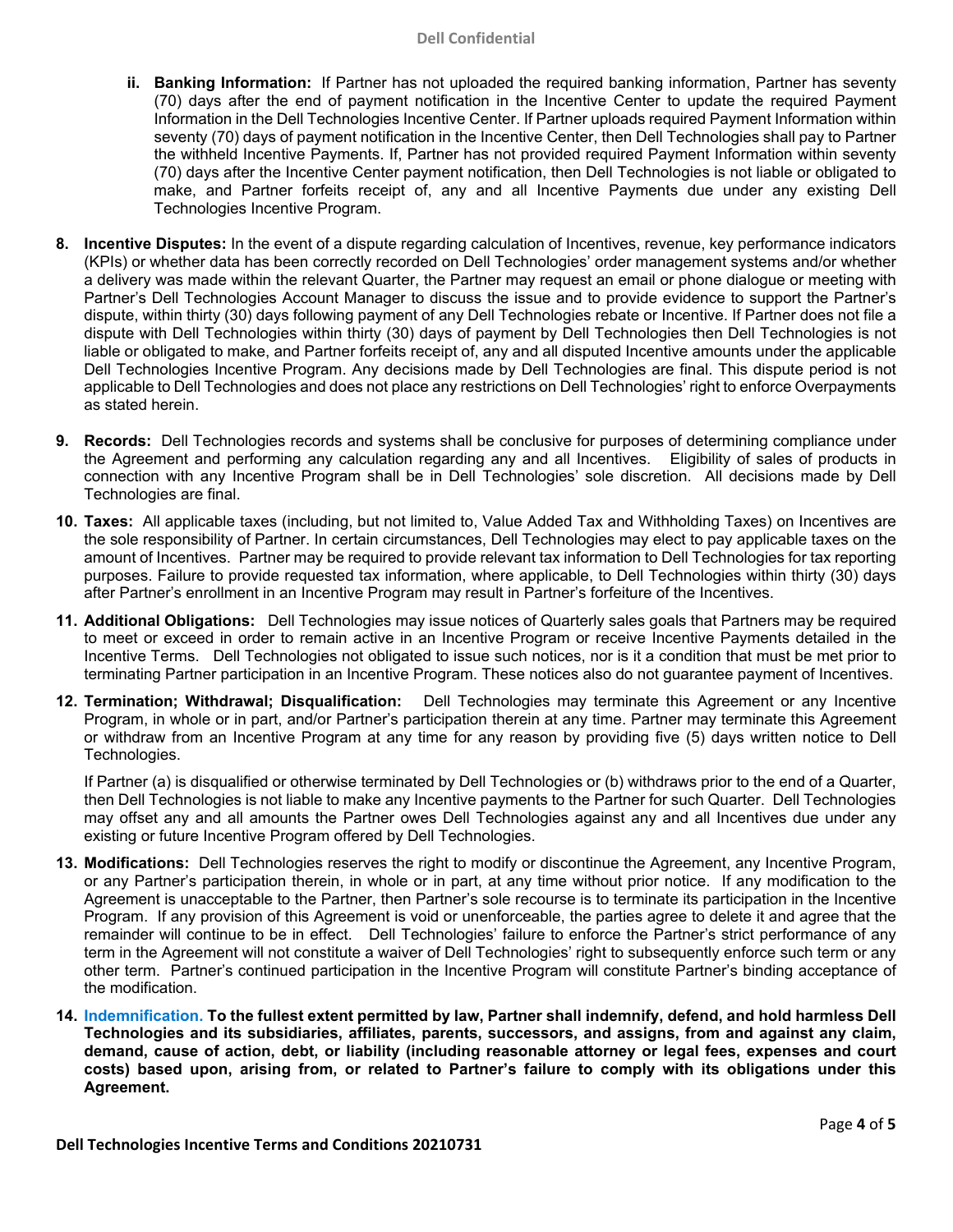ii. **Banking Information:** If Partner has not uploaded the required banking information, Partner has seventy (70) days after the end of payment notification in the Incentive Center to update the required Payment Information in the Dell Technologies Incentive Center. If Partner uploads required Payment Information within seventy (70) days of payment notification in the Incentive Center, then Dell Technologies shall pay to Partner the withheld Incentive Payments. If, Partner has not provided required Payment Information within seventy (70) days after the Incentive Center payment notification, then Dell Technologies is not liable or obligated to make, and Partner forfeits receipt of, any and all Incentive Payments due under any existing Dell Technologies Incentive Program.

8. **Incentive Disputes:** In the event of a dispute regarding calculation of Incentives, revenue, key performance indicators (KPIs) or whether data has been correctly recorded on Dell Technologies' order management systems and/or whether a delivery was made within the relevant Quarter, the Partner may request an email or phone dialogue or meeting with Partner's Dell Technologies Account Manager to discuss the issue and to provide evidence to support the Partner's dispute, within thirty (30) days following payment of any Dell Technologies rebate or Incentive. If Partner does not file a dispute with Dell Technologies within thirty (30) days of payment by Dell Technologies then Dell Technologies is not liable or obligated to make, and Partner forfeits receipt of, any and all disputed Incentive amounts under the applicable Dell Technologies Incentive Program. Any decisions made by Dell Technologies are final. This dispute period is not applicable to Dell Technologies and does not place any restrictions on Dell Technologies' right to enforce Overpayments as stated herein.

9. **Records:** Dell Technologies records and systems shall be conclusive for purposes of determining compliance under the Agreement and performing any calculation regarding any and all Incentives. Eligibility of sales of products in connection with any Incentive Program shall be in Dell Technologies' sole discretion. All decisions made by Dell Technologies are final.

10. **Taxes:** All applicable taxes (including, but not limited to, Value Added Tax and Withholding Taxes) on Incentives are the sole responsibility of Partner. In certain circumstances, Dell Technologies may elect to pay applicable taxes on the amount of Incentives. Partner may be required to provide relevant tax information to Dell Technologies for tax reporting purposes. Failure to provide requested tax information, where applicable, to Dell Technologies within thirty (30) days after Partner's enrollment in an Incentive Program may result in Partner's forfeiture of the Incentives.

11. **Additional Obligations:** Dell Technologies may issue notices of Quarterly sales goals that Partners may be required to meet or exceed in order to remain active in an Incentive Program or receive Incentive Payments detailed in the Incentive Terms. Dell Technologies not obligated to issue such notices, nor is it a condition that must be met prior to terminating Partner participation in an Incentive Program. These notices also do not guarantee payment of Incentives.

12. **Termination; Withdrawal; Disqualification:** Dell Technologies may terminate this Agreement or any Incentive Program, in whole or in part, and/or Partner's participation therein at any time. Partner may terminate this Agreement or withdraw from an Incentive Program at any time for any reason by providing five (5) days written notice to Dell Technologies.

    If Partner (a) is disqualified or otherwise terminated by Dell Technologies or (b) withdraws prior to the end of a Quarter, then Dell Technologies is not liable to make any Incentive payments to the Partner for such Quarter. Dell Technologies may offset any and all amounts the Partner owes Dell Technologies against any and all Incentives due under any existing or future Incentive Program offered by Dell Technologies.

13. **Modifications:** Dell Technologies reserves the right to modify or discontinue the Agreement, any Incentive Program, or any Partner's participation therein, in whole or in part, at any time without prior notice. If any modification to the Agreement is unacceptable to the Partner, then Partner's sole recourse is to terminate its participation in the Incentive Program. If any provision of this Agreement is void or unenforceable, the parties agree to delete it and agree that the remainder will continue to be in effect. Dell Technologies' failure to enforce the Partner's strict performance of any term in the Agreement will not constitute a waiver of Dell Technologies' right to subsequently enforce such term or any other term. Partner's continued participation in the Incentive Program will constitute Partner's binding acceptance of the modification.

14. **Indemnification. To the fullest extent permitted by law, Partner shall indemnify, defend, and hold harmless Dell Technologies and its subsidiaries, affiliates, parents, successors, and assigns, from and against any claim, demand, cause of action, debt, or liability (including reasonable attorney or legal fees, expenses and court costs) based upon, arising from, or related to Partner's failure to comply with its obligations under this Agreement.**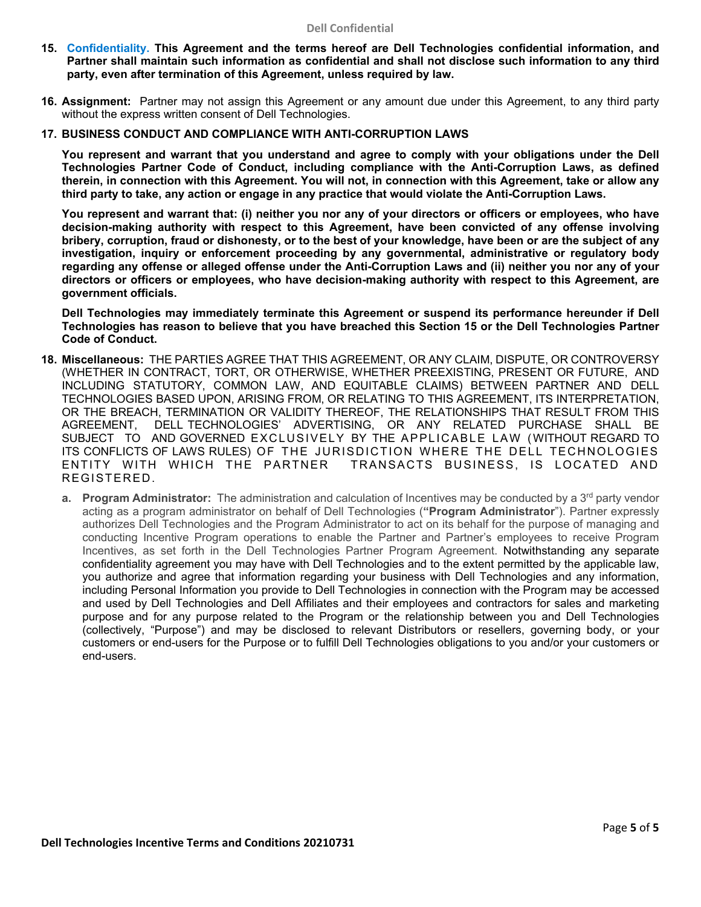**15. Confidentiality. This Agreement and the terms hereof are Dell Technologies confidential information, and Partner shall maintain such information as confidential and shall not disclose such information to any third party, even after termination of this Agreement, unless required by law.**

**16. Assignment:** Partner may not assign this Agreement or any amount due under this Agreement, to any third party without the express written consent of Dell Technologies.

**17. BUSINESS CONDUCT AND COMPLIANCE WITH ANTI-CORRUPTION LAWS**

**You represent and warrant that you understand and agree to comply with your obligations under the Dell Technologies Partner Code of Conduct, including compliance with the Anti-Corruption Laws, as defined therein, in connection with this Agreement. You will not, in connection with this Agreement, take or allow any third party to take, any action or engage in any practice that would violate the Anti-Corruption Laws.**

**You represent and warrant that: (i) neither you nor any of your directors or officers or employees, who have decision-making authority with respect to this Agreement, have been convicted of any offense involving bribery, corruption, fraud or dishonesty, or to the best of your knowledge, have been or are the subject of any investigation, inquiry or enforcement proceeding by any governmental, administrative or regulatory body regarding any offense or alleged offense under the Anti-Corruption Laws and (ii) neither you nor any of your directors or officers or employees, who have decision-making authority with respect to this Agreement, are government officials.**

**Dell Technologies may immediately terminate this Agreement or suspend its performance hereunder if Dell Technologies has reason to believe that you have breached this Section 15 or the Dell Technologies Partner Code of Conduct.**

**18. Miscellaneous:** THE PARTIES AGREE THAT THIS AGREEMENT, OR ANY CLAIM, DISPUTE, OR CONTROVERSY (WHETHER IN CONTRACT, TORT, OR OTHERWISE, WHETHER PREEXISTING, PRESENT OR FUTURE, AND INCLUDING STATUTORY, COMMON LAW, AND EQUITABLE CLAIMS) BETWEEN PARTNER AND DELL TECHNOLOGIES BASED UPON, ARISING FROM, OR RELATING TO THIS AGREEMENT, ITS INTERPRETATION, OR THE BREACH, TERMINATION OR VALIDITY THEREOF, THE RELATIONSHIPS THAT RESULT FROM THIS AGREEMENT, DELL TECHNOLOGIES' ADVERTISING, OR ANY RELATED PURCHASE SHALL BE SUBJECT TO AND GOVERNED EXCLUSIVELY BY THE APPLICABLE LAW (WITHOUT REGARD TO ITS CONFLICTS OF LAWS RULES) OF THE JURISDICTION WHERE THE DELL TECHNOLOGIES ENTITY WITH WHICH THE PARTNER TRANSACTS BUSINESS, IS LOCATED AND REGISTERED.

a. **Program Administrator:** The administration and calculation of Incentives may be conducted by a 3rd party vendor acting as a program administrator on behalf of Dell Technologies (**"Program Administrator**"). Partner expressly authorizes Dell Technologies and the Program Administrator to act on its behalf for the purpose of managing and conducting Incentive Program operations to enable the Partner and Partner's employees to receive Program Incentives, as set forth in the Dell Technologies Partner Program Agreement. Notwithstanding any separate confidentiality agreement you may have with Dell Technologies and to the extent permitted by the applicable law, you authorize and agree that information regarding your business with Dell Technologies and any information, including Personal Information you provide to Dell Technologies in connection with the Program may be accessed and used by Dell Technologies and Dell Affiliates and their employees and contractors for sales and marketing purpose and for any purpose related to the Program or the relationship between you and Dell Technologies (collectively, "Purpose") and may be disclosed to relevant Distributors or resellers, governing body, or your customers or end-users for the Purpose or to fulfill Dell Technologies obligations to you and/or your customers or end-users.